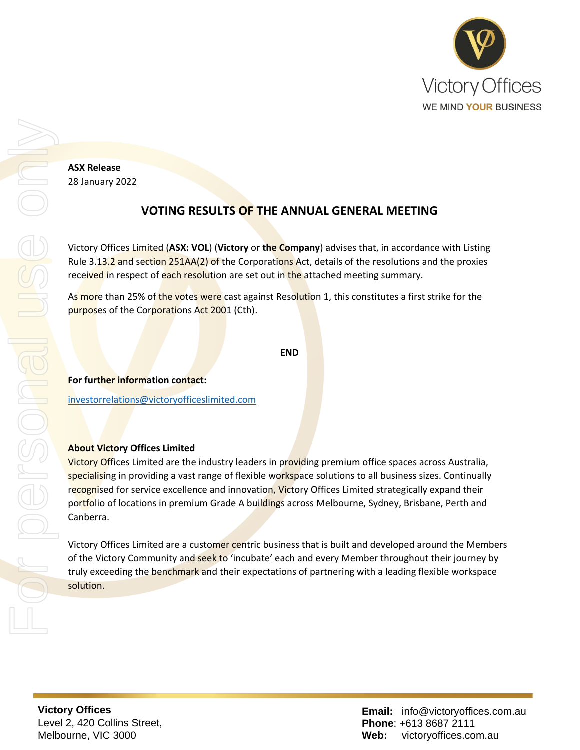**ASX Release**
28 January 2022

## VOTING RESULTS OF THE ANNUAL GENERAL MEETING

Victory Offices Limited (**ASX: VOL**) (**Victory** or **the Company**) advises that, in accordance with Listing Rule 3.13.2 and section 251AA(2) of the Corporations Act, details of the resolutions and the proxies received in respect of each resolution are set out in the attached meeting summary.

As more than 25% of the votes were cast against Resolution 1, this constitutes a first strike for the purposes of the Corporations Act 2001 (Cth).

**END**

**For further information contact:**

investorrelations@victoryofficeslimited.com

**About Victory Offices Limited**

Victory Offices Limited are the industry leaders in providing premium office spaces across Australia, specialising in providing a vast range of flexible workspace solutions to all business sizes. Continually recognised for service excellence and innovation, Victory Offices Limited strategically expand their portfolio of locations in premium Grade A buildings across Melbourne, Sydney, Brisbane, Perth and Canberra.

Victory Offices Limited are a customer centric business that is built and developed around the Members of the Victory Community and seek to 'incubate' each and every Member throughout their journey by truly exceeding the benchmark and their expectations of partnering with a leading flexible workspace solution.

**Victory Offices**
Level 2, 420 Collins Street,
Melbourne, VIC 3000

**Email:** info@victoryoffices.com.au
**Phone**: +613 8687 2111
**Web:** victoryoffices.com.au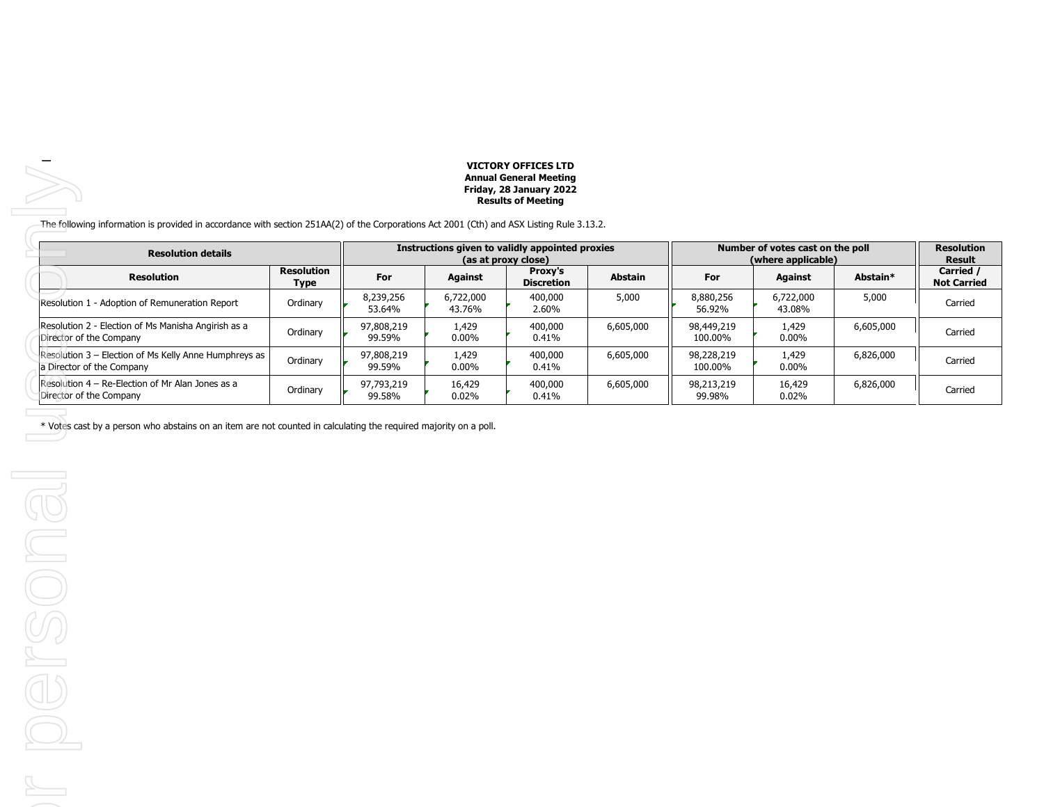**VICTORY OFFICES LTD**
**Annual General Meeting**
**Friday, 28 January 2022**
**Results of Meeting**

The following information is provided in accordance with section 251AA(2) of the Corporations Act 2001 (Cth) and ASX Listing Rule 3.13.2.

| Resolution details | | Instructions given to validly appointed proxies (as at proxy close) | | | | Number of votes cast on the poll (where applicable) | | | Resolution Result |
|---|---|---|---|---|---|---|---|---|---|
| **Resolution** | **Resolution Type** | **For** | **Against** | **Proxy's Discretion** | **Abstain** | **For** | **Against** | **Abstain*** | **Carried / Not Carried** |
| Resolution 1 - Adoption of Remuneration Report | Ordinary | 8,239,256 53.64% | 6,722,000 43.76% | 400,000 2.60% | 5,000 | 8,880,256 56.92% | 6,722,000 43.08% | 5,000 | Carried |
| Resolution 2 - Election of Ms Manisha Angirish as a Director of the Company | Ordinary | 97,808,219 99.59% | 1,429 0.00% | 400,000 0.41% | 6,605,000 | 98,449,219 100.00% | 1,429 0.00% | 6,605,000 | Carried |
| Resolution 3 – Election of Ms Kelly Anne Humphreys as a Director of the Company | Ordinary | 97,808,219 99.59% | 1,429 0.00% | 400,000 0.41% | 6,605,000 | 98,228,219 100.00% | 1,429 0.00% | 6,826,000 | Carried |
| Resolution 4 – Re-Election of Mr Alan Jones as a Director of the Company | Ordinary | 97,793,219 99.58% | 16,429 0.02% | 400,000 0.41% | 6,605,000 | 98,213,219 99.98% | 16,429 0.02% | 6,826,000 | Carried |

* Votes cast by a person who abstains on an item are not counted in calculating the required majority on a poll.